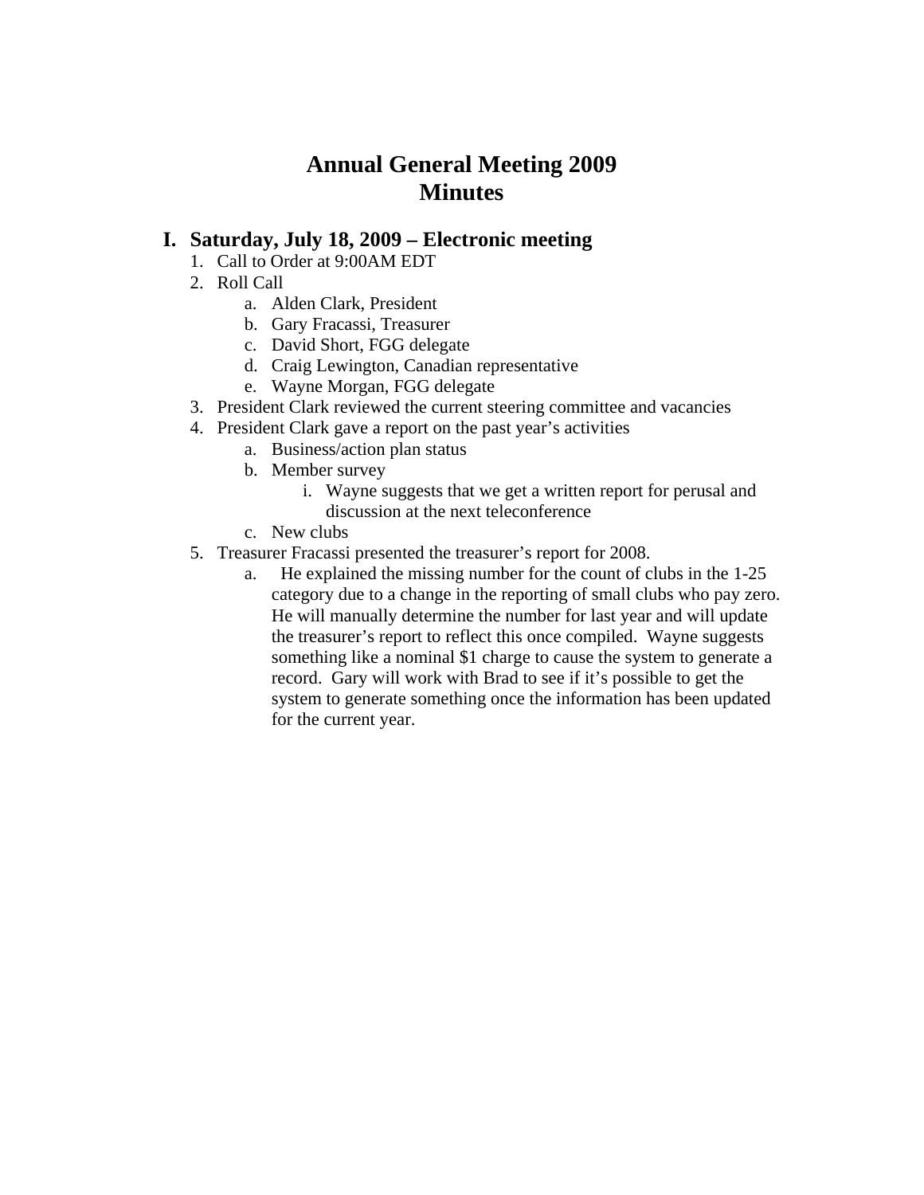# Annual General Meeting 2009
# Minutes

## I. Saturday, July 18, 2009 – Electronic meeting

1. Call to Order at 9:00AM EDT
2. Roll Call
    a. Alden Clark, President
    b. Gary Fracassi, Treasurer
    c. David Short, FGG delegate
    d. Craig Lewington, Canadian representative
    e. Wayne Morgan, FGG delegate
3. President Clark reviewed the current steering committee and vacancies
4. President Clark gave a report on the past year's activities
    a. Business/action plan status
    b. Member survey
        i. Wayne suggests that we get a written report for perusal and discussion at the next teleconference
    c. New clubs
5. Treasurer Fracassi presented the treasurer's report for 2008.
    a. He explained the missing number for the count of clubs in the 1-25 category due to a change in the reporting of small clubs who pay zero. He will manually determine the number for last year and will update the treasurer's report to reflect this once compiled. Wayne suggests something like a nominal $1 charge to cause the system to generate a record. Gary will work with Brad to see if it's possible to get the system to generate something once the information has been updated for the current year.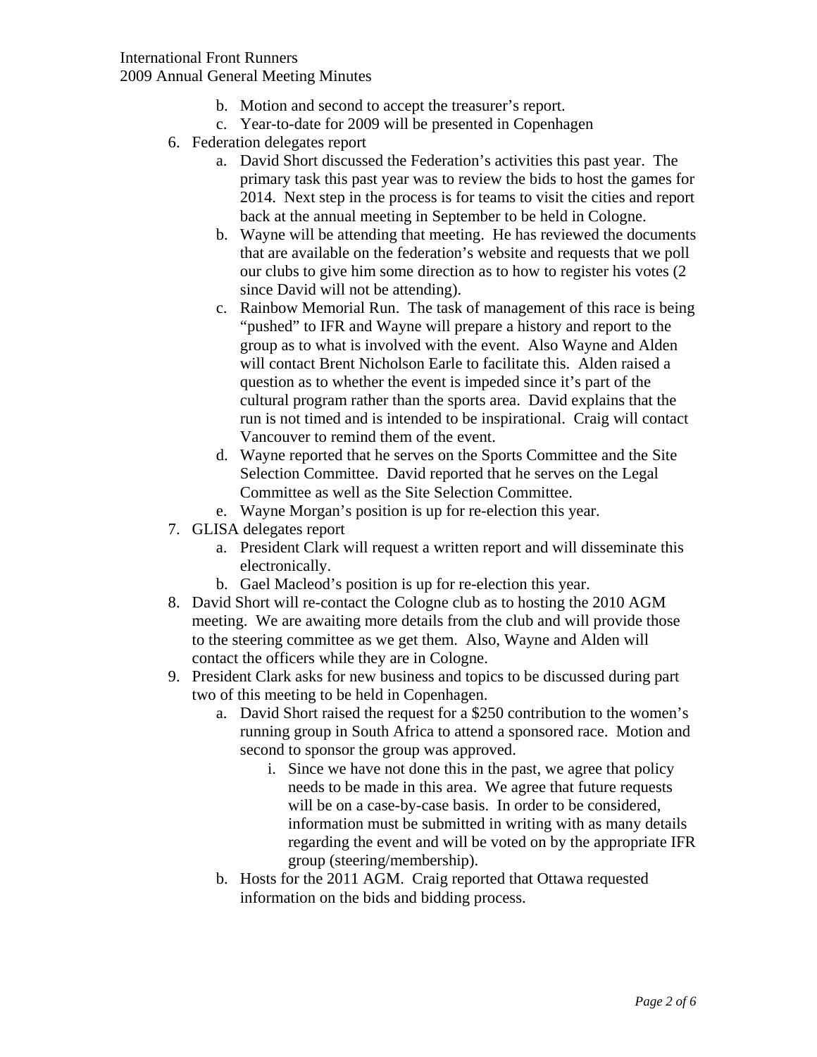b. Motion and second to accept the treasurer's report.
   c. Year-to-date for 2009 will be presented in Copenhagen

6. Federation delegates report
   a. David Short discussed the Federation's activities this past year. The primary task this past year was to review the bids to host the games for 2014. Next step in the process is for teams to visit the cities and report back at the annual meeting in September to be held in Cologne.
   b. Wayne will be attending that meeting. He has reviewed the documents that are available on the federation's website and requests that we poll our clubs to give him some direction as to how to register his votes (2 since David will not be attending).
   c. Rainbow Memorial Run. The task of management of this race is being "pushed" to IFR and Wayne will prepare a history and report to the group as to what is involved with the event. Also Wayne and Alden will contact Brent Nicholson Earle to facilitate this. Alden raised a question as to whether the event is impeded since it's part of the cultural program rather than the sports area. David explains that the run is not timed and is intended to be inspirational. Craig will contact Vancouver to remind them of the event.
   d. Wayne reported that he serves on the Sports Committee and the Site Selection Committee. David reported that he serves on the Legal Committee as well as the Site Selection Committee.
   e. Wayne Morgan's position is up for re-election this year.

7. GLISA delegates report
   a. President Clark will request a written report and will disseminate this electronically.
   b. Gael Macleod's position is up for re-election this year.

8. David Short will re-contact the Cologne club as to hosting the 2010 AGM meeting. We are awaiting more details from the club and will provide those to the steering committee as we get them. Also, Wayne and Alden will contact the officers while they are in Cologne.

9. President Clark asks for new business and topics to be discussed during part two of this meeting to be held in Copenhagen.
   a. David Short raised the request for a $250 contribution to the women's running group in South Africa to attend a sponsored race. Motion and second to sponsor the group was approved.
      i. Since we have not done this in the past, we agree that policy needs to be made in this area. We agree that future requests will be on a case-by-case basis. In order to be considered, information must be submitted in writing with as many details regarding the event and will be voted on by the appropriate IFR group (steering/membership).
   b. Hosts for the 2011 AGM. Craig reported that Ottawa requested information on the bids and bidding process.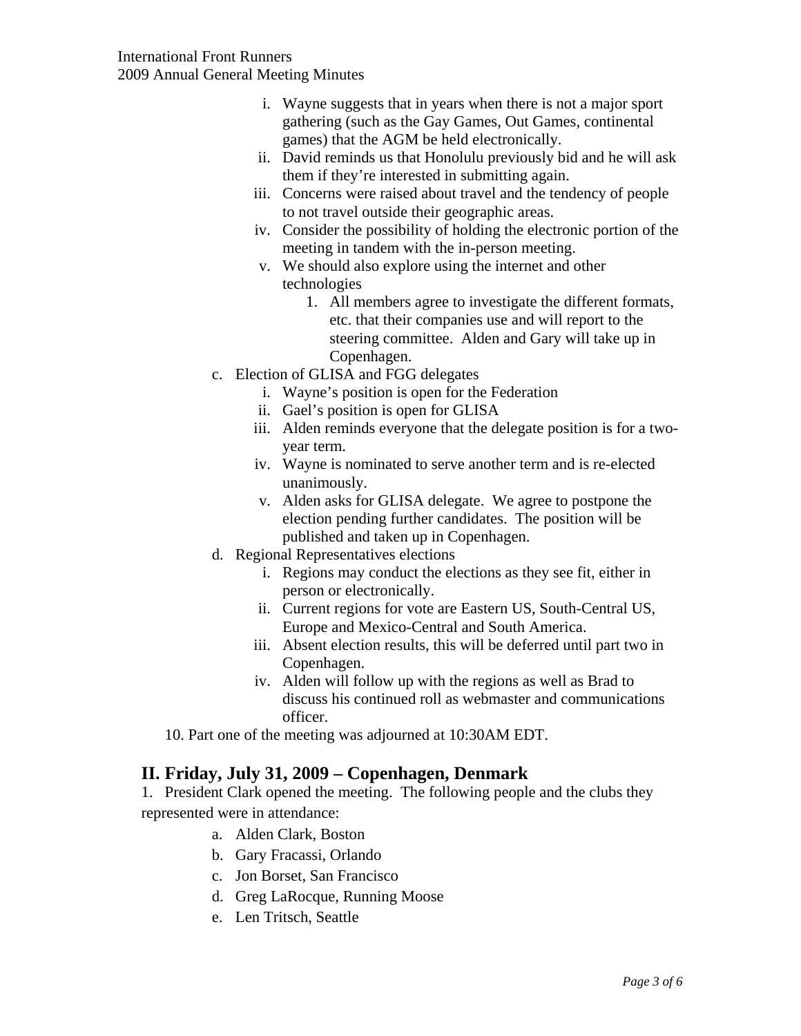i. Wayne suggests that in years when there is not a major sport gathering (such as the Gay Games, Out Games, continental games) that the AGM be held electronically.
ii. David reminds us that Honolulu previously bid and he will ask them if they're interested in submitting again.
iii. Concerns were raised about travel and the tendency of people to not travel outside their geographic areas.
iv. Consider the possibility of holding the electronic portion of the meeting in tandem with the in-person meeting.
v. We should also explore using the internet and other technologies
    1. All members agree to investigate the different formats, etc. that their companies use and will report to the steering committee. Alden and Gary will take up in Copenhagen.

c. Election of GLISA and FGG delegates
   i. Wayne's position is open for the Federation
   ii. Gael's position is open for GLISA
   iii. Alden reminds everyone that the delegate position is for a two-year term.
   iv. Wayne is nominated to serve another term and is re-elected unanimously.
   v. Alden asks for GLISA delegate. We agree to postpone the election pending further candidates. The position will be published and taken up in Copenhagen.

d. Regional Representatives elections
   i. Regions may conduct the elections as they see fit, either in person or electronically.
   ii. Current regions for vote are Eastern US, South-Central US, Europe and Mexico-Central and South America.
   iii. Absent election results, this will be deferred until part two in Copenhagen.
   iv. Alden will follow up with the regions as well as Brad to discuss his continued roll as webmaster and communications officer.

10. Part one of the meeting was adjourned at 10:30AM EDT.

## II. Friday, July 31, 2009 – Copenhagen, Denmark

1. President Clark opened the meeting. The following people and the clubs they represented were in attendance:

   a. Alden Clark, Boston
   b. Gary Fracassi, Orlando
   c. Jon Borset, San Francisco
   d. Greg LaRocque, Running Moose
   e. Len Tritsch, Seattle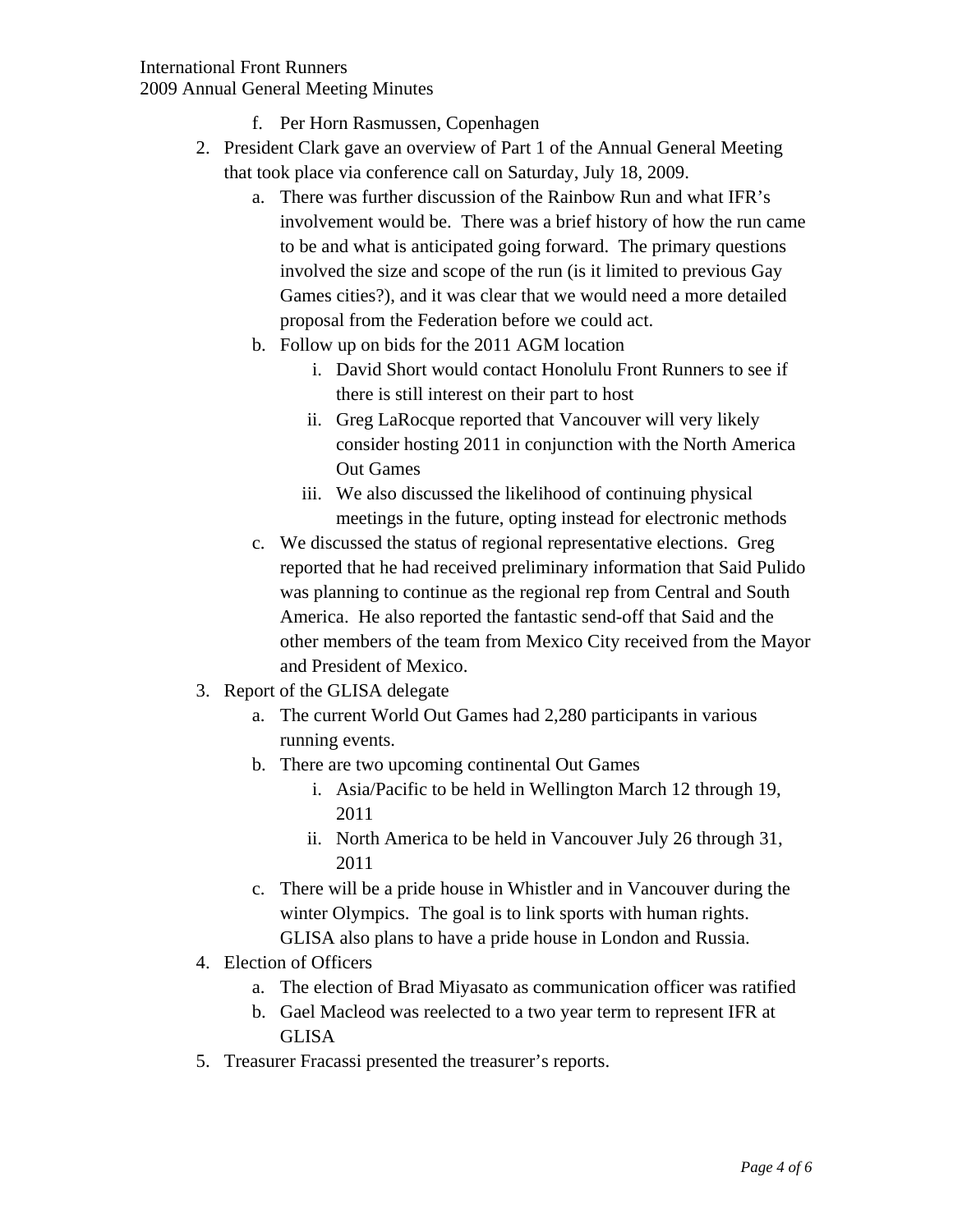f. Per Horn Rasmussen, Copenhagen

2. President Clark gave an overview of Part 1 of the Annual General Meeting that took place via conference call on Saturday, July 18, 2009.
   a. There was further discussion of the Rainbow Run and what IFR's involvement would be. There was a brief history of how the run came to be and what is anticipated going forward. The primary questions involved the size and scope of the run (is it limited to previous Gay Games cities?), and it was clear that we would need a more detailed proposal from the Federation before we could act.
   b. Follow up on bids for the 2011 AGM location
      i. David Short would contact Honolulu Front Runners to see if there is still interest on their part to host
      ii. Greg LaRocque reported that Vancouver will very likely consider hosting 2011 in conjunction with the North America Out Games
      iii. We also discussed the likelihood of continuing physical meetings in the future, opting instead for electronic methods
   c. We discussed the status of regional representative elections. Greg reported that he had received preliminary information that Said Pulido was planning to continue as the regional rep from Central and South America. He also reported the fantastic send-off that Said and the other members of the team from Mexico City received from the Mayor and President of Mexico.
3. Report of the GLISA delegate
   a. The current World Out Games had 2,280 participants in various running events.
   b. There are two upcoming continental Out Games
      i. Asia/Pacific to be held in Wellington March 12 through 19, 2011
      ii. North America to be held in Vancouver July 26 through 31, 2011
   c. There will be a pride house in Whistler and in Vancouver during the winter Olympics. The goal is to link sports with human rights. GLISA also plans to have a pride house in London and Russia.
4. Election of Officers
   a. The election of Brad Miyasato as communication officer was ratified
   b. Gael Macleod was reelected to a two year term to represent IFR at GLISA
5. Treasurer Fracassi presented the treasurer's reports.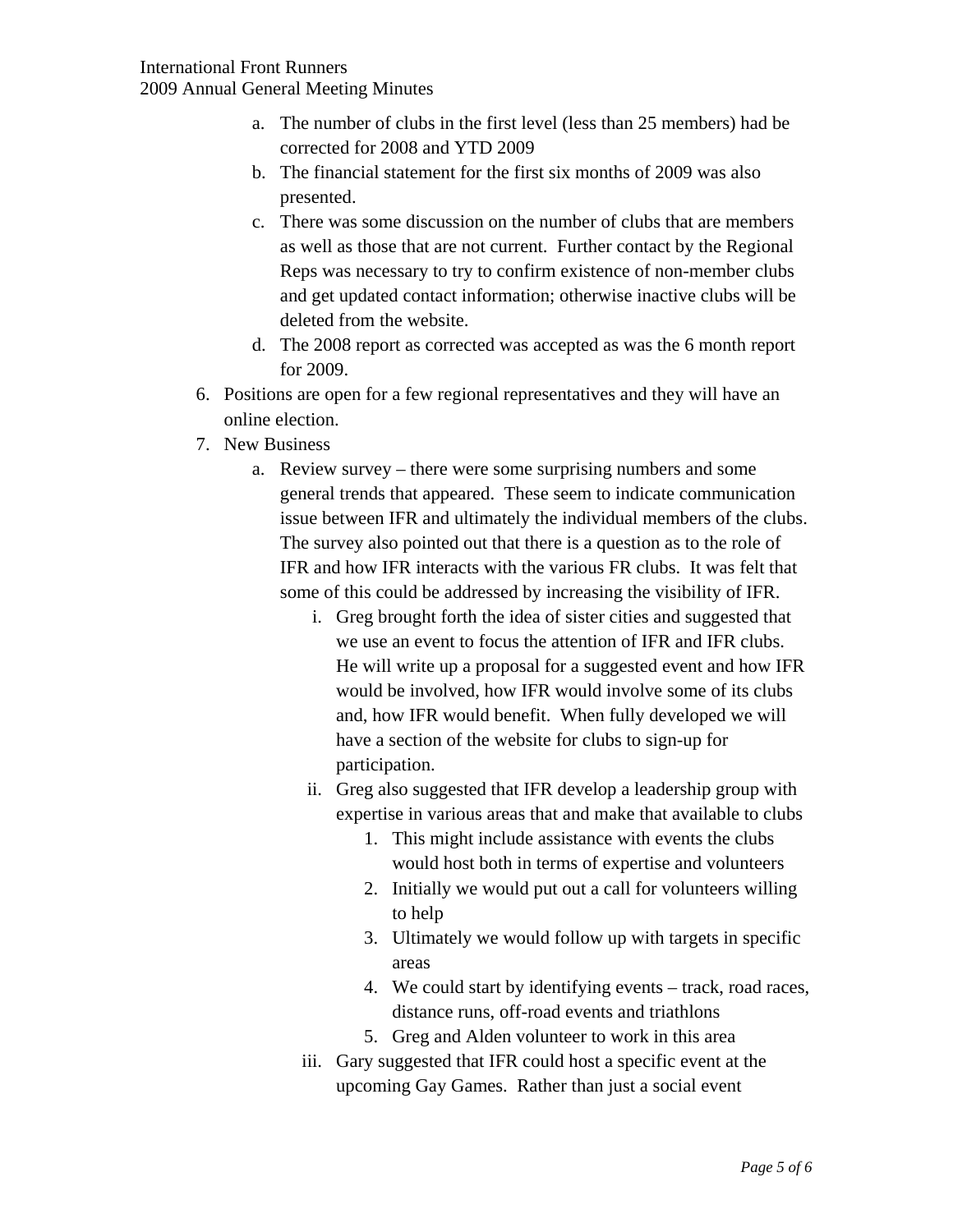a. The number of clubs in the first level (less than 25 members) had be corrected for 2008 and YTD 2009
   b. The financial statement for the first six months of 2009 was also presented.
   c. There was some discussion on the number of clubs that are members as well as those that are not current. Further contact by the Regional Reps was necessary to try to confirm existence of non-member clubs and get updated contact information; otherwise inactive clubs will be deleted from the website.
   d. The 2008 report as corrected was accepted as was the 6 month report for 2009.
6. Positions are open for a few regional representatives and they will have an online election.
7. New Business
   a. Review survey – there were some surprising numbers and some general trends that appeared. These seem to indicate communication issue between IFR and ultimately the individual members of the clubs. The survey also pointed out that there is a question as to the role of IFR and how IFR interacts with the various FR clubs. It was felt that some of this could be addressed by increasing the visibility of IFR.
      i. Greg brought forth the idea of sister cities and suggested that we use an event to focus the attention of IFR and IFR clubs. He will write up a proposal for a suggested event and how IFR would be involved, how IFR would involve some of its clubs and, how IFR would benefit. When fully developed we will have a section of the website for clubs to sign-up for participation.
      ii. Greg also suggested that IFR develop a leadership group with expertise in various areas that and make that available to clubs
         1. This might include assistance with events the clubs would host both in terms of expertise and volunteers
         2. Initially we would put out a call for volunteers willing to help
         3. Ultimately we would follow up with targets in specific areas
         4. We could start by identifying events – track, road races, distance runs, off-road events and triathlons
         5. Greg and Alden volunteer to work in this area
      iii. Gary suggested that IFR could host a specific event at the upcoming Gay Games. Rather than just a social event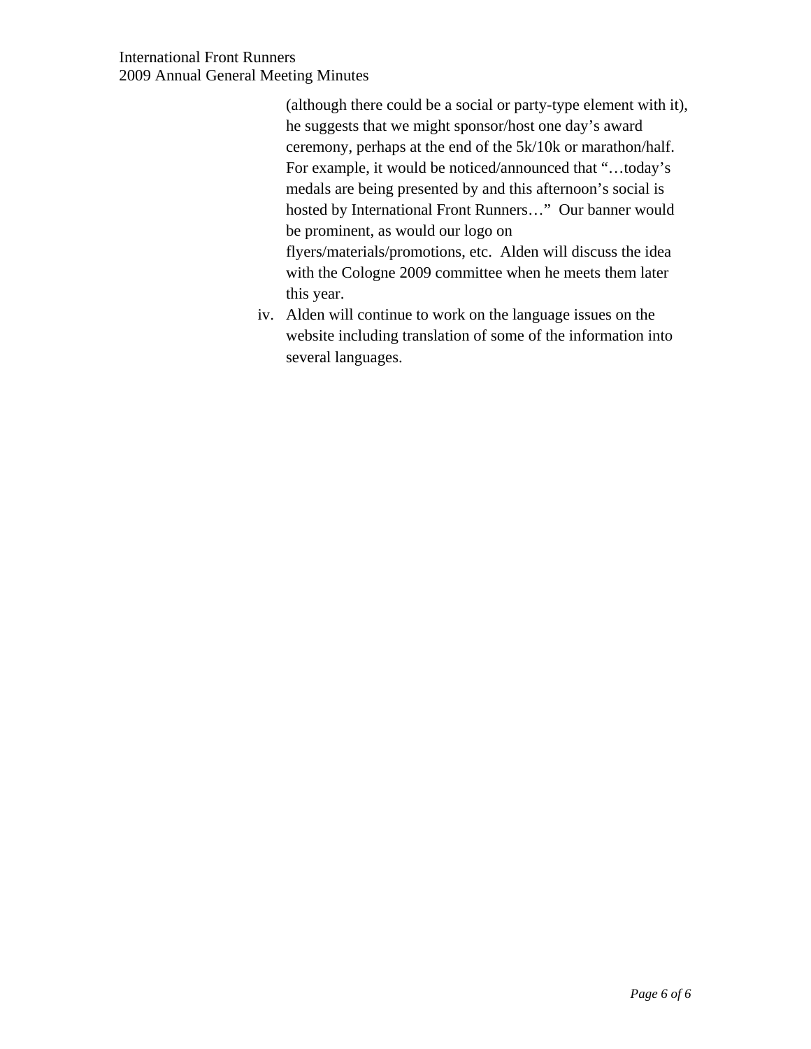(although there could be a social or party-type element with it), he suggests that we might sponsor/host one day's award ceremony, perhaps at the end of the 5k/10k or marathon/half. For example, it would be noticed/announced that "…today's medals are being presented by and this afternoon's social is hosted by International Front Runners…" Our banner would be prominent, as would our logo on flyers/materials/promotions, etc. Alden will discuss the idea with the Cologne 2009 committee when he meets them later this year.

iv. Alden will continue to work on the language issues on the website including translation of some of the information into several languages.